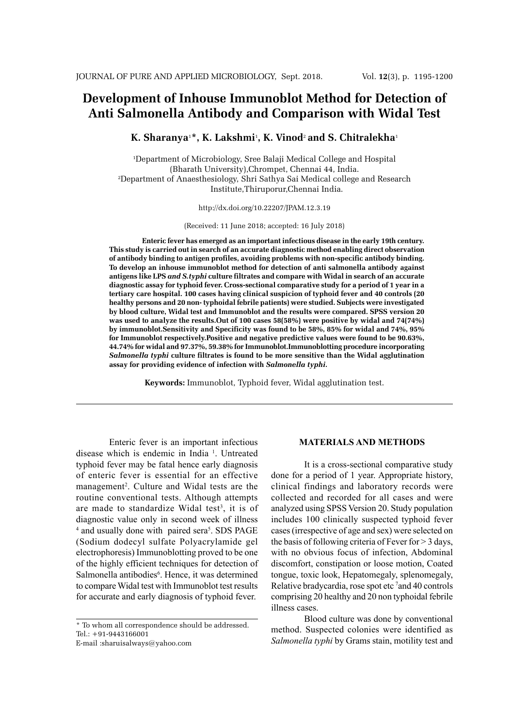# Development of Inhouse Immunoblot Method for Detection of Anti Salmonella Antibody and Comparison with Widal Test

**K. Sharanya[1]*, K. Lakshmi[1], K. Vinod[2] and S. Chitralekha[1]**

[1]Department of Microbiology, Sree Balaji Medical College and Hospital (Bharath University),Chrompet, Chennai 44, India.
[2]Department of Anaesthesiology, Shri Sathya Sai Medical college and Research Institute,Thiruporur,Chennai India.

http://dx.doi.org/10.22207/JPAM.12.3.19

(Received: 11 June 2018; accepted: 16 July 2018)

**Enteric fever has emerged as an important infectious disease in the early 19th century. This study is carried out in search of an accurate diagnostic method enabling direct observation of antibody binding to antigen profiles, avoiding problems with non-specific antibody binding. To develop an inhouse immunoblot method for detection of anti salmonella antibody against antigens like LPS *and S.typhi* culture filtrates and compare with Widal in search of an accurate diagnostic assay for typhoid fever. Cross-sectional comparative study for a period of 1 year in a tertiary care hospital. 100 cases having clinical suspicion of typhoid fever and 40 controls (20 healthy persons and 20 non- typhoidal febrile patients) were studied. Subjects were investigated by blood culture, Widal test and Immunoblot and the results were compared. SPSS version 20 was used to analyze the results.Out of 100 cases 58(58%) were positive by widal and 74(74%) by immunoblot.Sensitivity and Specificity was found to be 58%, 85% for widal and 74%, 95% for Immunoblot respectively.Positive and negative predictive values were found to be 90.63%, 44.74% for widal and 97.37%, 59.38% for Immunoblot.Immunoblotting procedure incorporating *Salmonella typhi* culture filtrates is found to be more sensitive than the Widal agglutination assay for providing evidence of infection with *Salmonella typhi*.**

**Keywords:** Immunoblot, Typhoid fever, Widal agglutination test.

Enteric fever is an important infectious disease which is endemic in India [1]. Untreated typhoid fever may be fatal hence early diagnosis of enteric fever is essential for an effective management[2]. Culture and Widal tests are the routine conventional tests. Although attempts are made to standardize Widal test[3], it is of diagnostic value only in second week of illness [4] and usually done with paired sera[5]. SDS PAGE (Sodium dodecyl sulfate Polyacrylamide gel electrophoresis) Immunoblotting proved to be one of the highly efficient techniques for detection of Salmonella antibodies[6]. Hence, it was determined to compare Widal test with Immunoblot test results for accurate and early diagnosis of typhoid fever.

## MATERIALS AND METHODS

It is a cross-sectional comparative study done for a period of 1 year. Appropriate history, clinical findings and laboratory records were collected and recorded for all cases and were analyzed using SPSS Version 20. Study population includes 100 clinically suspected typhoid fever cases (irrespective of age and sex) were selected on the basis of following criteria of Fever for > 3 days, with no obvious focus of infection, Abdominal discomfort, constipation or loose motion, Coated tongue, toxic look, Hepatomegaly, splenomegaly, Relative bradycardia, rose spot etc [7]and 40 controls comprising 20 healthy and 20 non typhoidal febrile illness cases.

Blood culture was done by conventional method. Suspected colonies were identified as *Salmonella typhi* by Grams stain, motility test and

* To whom all correspondence should be addressed.
Tel.: +91-9443166001
E-mail :sharuisalways@yahoo.com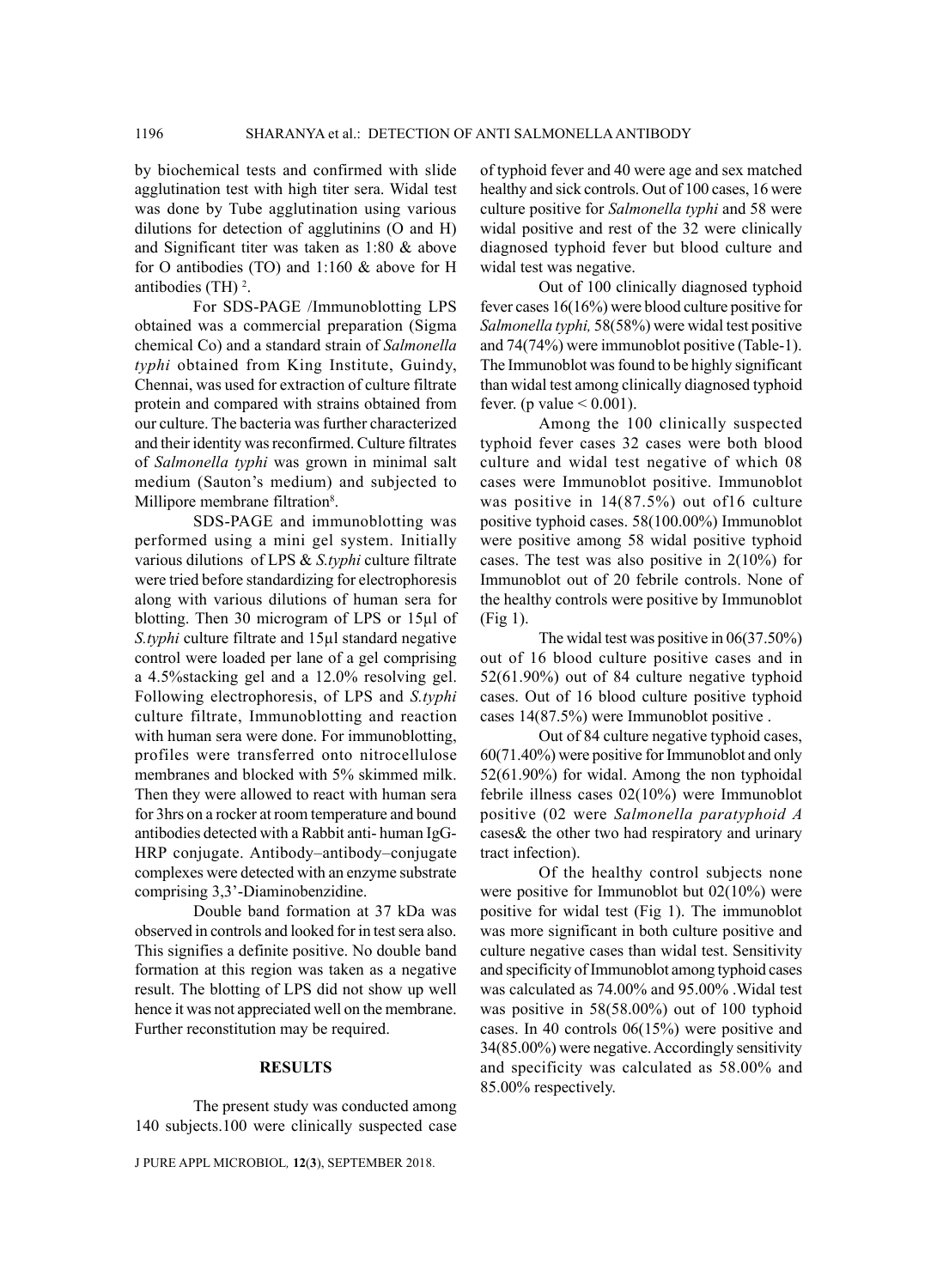by biochemical tests and confirmed with slide agglutination test with high titer sera. Widal test was done by Tube agglutination using various dilutions for detection of agglutinins (O and H) and Significant titer was taken as 1:80 & above for O antibodies (TO) and 1:160 & above for H antibodies (TH) [2].

For SDS-PAGE /Immunoblotting LPS obtained was a commercial preparation (Sigma chemical Co) and a standard strain of *Salmonella typhi* obtained from King Institute, Guindy, Chennai, was used for extraction of culture filtrate protein and compared with strains obtained from our culture. The bacteria was further characterized and their identity was reconfirmed. Culture filtrates of *Salmonella typhi* was grown in minimal salt medium (Sauton's medium) and subjected to Millipore membrane filtration[8].

SDS-PAGE and immunoblotting was performed using a mini gel system. Initially various dilutions of LPS & *S.typhi* culture filtrate were tried before standardizing for electrophoresis along with various dilutions of human sera for blotting. Then 30 microgram of LPS or 15µl of *S.typhi* culture filtrate and 15µl standard negative control were loaded per lane of a gel comprising a 4.5%stacking gel and a 12.0% resolving gel. Following electrophoresis, of LPS and *S.typhi* culture filtrate, Immunoblotting and reaction with human sera were done. For immunoblotting, profiles were transferred onto nitrocellulose membranes and blocked with 5% skimmed milk. Then they were allowed to react with human sera for 3hrs on a rocker at room temperature and bound antibodies detected with a Rabbit anti- human IgG-HRP conjugate. Antibody–antibody–conjugate complexes were detected with an enzyme substrate comprising 3,3'-Diaminobenzidine.

Double band formation at 37 kDa was observed in controls and looked for in test sera also. This signifies a definite positive. No double band formation at this region was taken as a negative result. The blotting of LPS did not show up well hence it was not appreciated well on the membrane. Further reconstitution may be required.

## RESULTS

The present study was conducted among 140 subjects.100 were clinically suspected case of typhoid fever and 40 were age and sex matched healthy and sick controls. Out of 100 cases, 16 were culture positive for *Salmonella typhi* and 58 were widal positive and rest of the 32 were clinically diagnosed typhoid fever but blood culture and widal test was negative.

Out of 100 clinically diagnosed typhoid fever cases 16(16%) were blood culture positive for *Salmonella typhi,* 58(58%) were widal test positive and 74(74%) were immunoblot positive (Table-1). The Immunoblot was found to be highly significant than widal test among clinically diagnosed typhoid fever. (p value $< 0.001$).

Among the 100 clinically suspected typhoid fever cases 32 cases were both blood culture and widal test negative of which 08 cases were Immunoblot positive. Immunoblot was positive in 14(87.5%) out of16 culture positive typhoid cases. 58(100.00%) Immunoblot were positive among 58 widal positive typhoid cases. The test was also positive in 2(10%) for Immunoblot out of 20 febrile controls. None of the healthy controls were positive by Immunoblot (Fig 1).

The widal test was positive in 06(37.50%) out of 16 blood culture positive cases and in 52(61.90%) out of 84 culture negative typhoid cases. Out of 16 blood culture positive typhoid cases 14(87.5%) were Immunoblot positive .

Out of 84 culture negative typhoid cases, 60(71.40%) were positive for Immunoblot and only 52(61.90%) for widal. Among the non typhoidal febrile illness cases 02(10%) were Immunoblot positive (02 were *Salmonella paratyphoid A* cases& the other two had respiratory and urinary tract infection).

Of the healthy control subjects none were positive for Immunoblot but 02(10%) were positive for widal test (Fig 1). The immunoblot was more significant in both culture positive and culture negative cases than widal test. Sensitivity and specificity of Immunoblot among typhoid cases was calculated as 74.00% and 95.00% .Widal test was positive in 58(58.00%) out of 100 typhoid cases. In 40 controls 06(15%) were positive and 34(85.00%) were negative. Accordingly sensitivity and specificity was calculated as 58.00% and 85.00% respectively.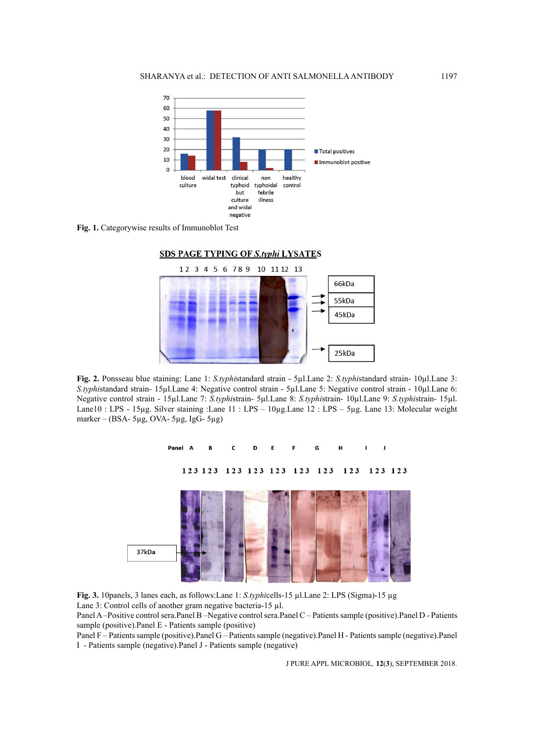Fig. 1. Categorywise results of Immunoblot Test

SDS PAGE TYPING OF *S.typhi* LYSATES

Fig. 2. Ponsseau blue staining: Lane 1: *S.typhi*standard strain - 5µl.Lane 2: *S.typhi*standard strain- 10µl.Lane 3: *S.typhi*standard strain- 15µl.Lane 4: Negative control strain - 5µl.Lane 5: Negative control strain - 10µl.Lane 6: Negative control strain - 15µl.Lane 7: *S.typhi*strain- 5µl.Lane 8: *S.typhi*strain- 10µl.Lane 9: *S.typhi*strain- 15µl. Lane10 : LPS - 15µg. Silver staining :Lane 11 : LPS – 10µg.Lane 12 : LPS – 5µg. Lane 13: Molecular weight marker – (BSA- 5µg, OVA- 5µg, IgG- 5µg)

Fig. 3. 10panels, 3 lanes each, as follows:Lane 1: *S.typhi*cells-15 µl.Lane 2: LPS (Sigma)-15 µg
Lane 3: Control cells of another gram negative bacteria-15 µl.
Panel A –Positive control sera.Panel B –Negative control sera.Panel C – Patients sample (positive).Panel D - Patients sample (positive).Panel E - Patients sample (positive)
Panel F – Patients sample (positive).Panel G – Patients sample (negative).Panel H - Patients sample (negative).Panel I - Patients sample (negative).Panel J - Patients sample (negative)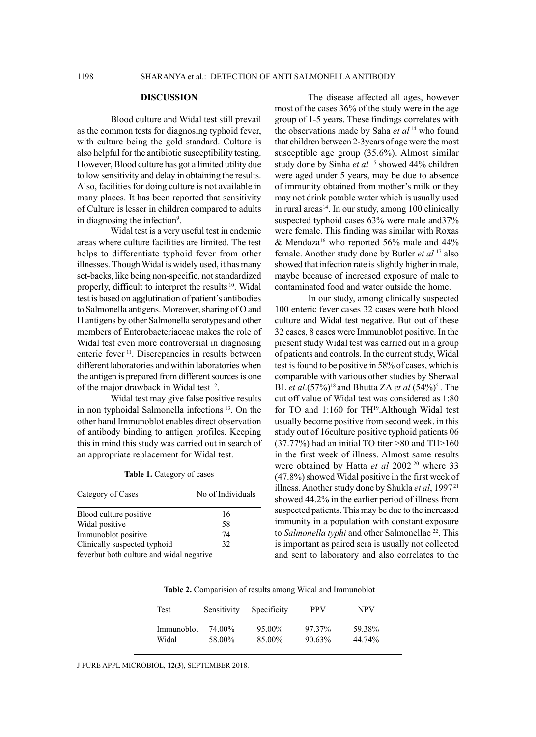## DISCUSSION

Blood culture and Widal test still prevail as the common tests for diagnosing typhoid fever, with culture being the gold standard. Culture is also helpful for the antibiotic susceptibility testing. However, Blood culture has got a limited utility due to low sensitivity and delay in obtaining the results. Also, facilities for doing culture is not available in many places. It has been reported that sensitivity of Culture is lesser in children compared to adults in diagnosing the infection[9].

Widal test is a very useful test in endemic areas where culture facilities are limited. The test helps to differentiate typhoid fever from other illnesses. Though Widal is widely used, it has many set-backs, like being non-specific, not standardized properly, difficult to interpret the results [10]. Widal test is based on agglutination of patient's antibodies to Salmonella antigens. Moreover, sharing of O and H antigens by other Salmonella serotypes and other members of Enterobacteriaceae makes the role of Widal test even more controversial in diagnosing enteric fever [11]. Discrepancies in results between different laboratories and within laboratories when the antigen is prepared from different sources is one of the major drawback in Widal test [12].

Widal test may give false positive results in non typhoidal Salmonella infections [13]. On the other hand Immunoblot enables direct observation of antibody binding to antigen profiles. Keeping this in mind this study was carried out in search of an appropriate replacement for Widal test.

**Table 1.** Category of cases

| Category of Cases | No of Individuals |
|---|---|
| Blood culture positive | 16 |
| Widal positive | 58 |
| Immunoblot positive | 74 |
| Clinically suspected typhoid feverbut both culture and widal negative | 32 |

The disease affected all ages, however most of the cases 36% of the study were in the age group of 1-5 years. These findings correlates with the observations made by Saha *et al* [14] who found that children between 2-3years of age were the most susceptible age group (35.6%). Almost similar study done by Sinha *et al* [15] showed 44% children were aged under 5 years, may be due to absence of immunity obtained from mother's milk or they may not drink potable water which is usually used in rural areas[14]. In our study, among 100 clinically suspected typhoid cases 63% were male and37% were female. This finding was similar with Roxas & Mendoza[16] who reported 56% male and 44% female. Another study done by Butler *et al* [17] also showed that infection rate is slightly higher in male, maybe because of increased exposure of male to contaminated food and water outside the home.

In our study, among clinically suspected 100 enteric fever cases 32 cases were both blood culture and Widal test negative. But out of these 32 cases, 8 cases were Immunoblot positive. In the present study Widal test was carried out in a group of patients and controls. In the current study, Widal test is found to be positive in 58% of cases, which is comparable with various other studies by Sherwal BL *et al*.(57%)[18] and Bhutta ZA *et al* (54%)[5]. The cut off value of Widal test was considered as 1:80 for TO and 1:160 for TH[19].Although Widal test usually become positive from second week, in this study out of 16culture positive typhoid patients 06 (37.77%) had an initial TO titer >80 and TH>160 in the first week of illness. Almost same results were obtained by Hatta *et al* 2002 [20] where 33 (47.8%) showed Widal positive in the first week of illness. Another study done by Shukla *et al*, 1997 [21] showed 44.2% in the earlier period of illness from suspected patients. This may be due to the increased immunity in a population with constant exposure to *Salmonella typhi* and other Salmonellae [22]. This is important as paired sera is usually not collected and sent to laboratory and also correlates to the

**Table 2.** Comparision of results among Widal and Immunoblot

| Test | Sensitivity | Specificity | PPV | NPV |
|---|---|---|---|---|
| Immunoblot | 74.00% | 95.00% | 97.37% | 59.38% |
| Widal | 58.00% | 85.00% | 90.63% | 44.74% |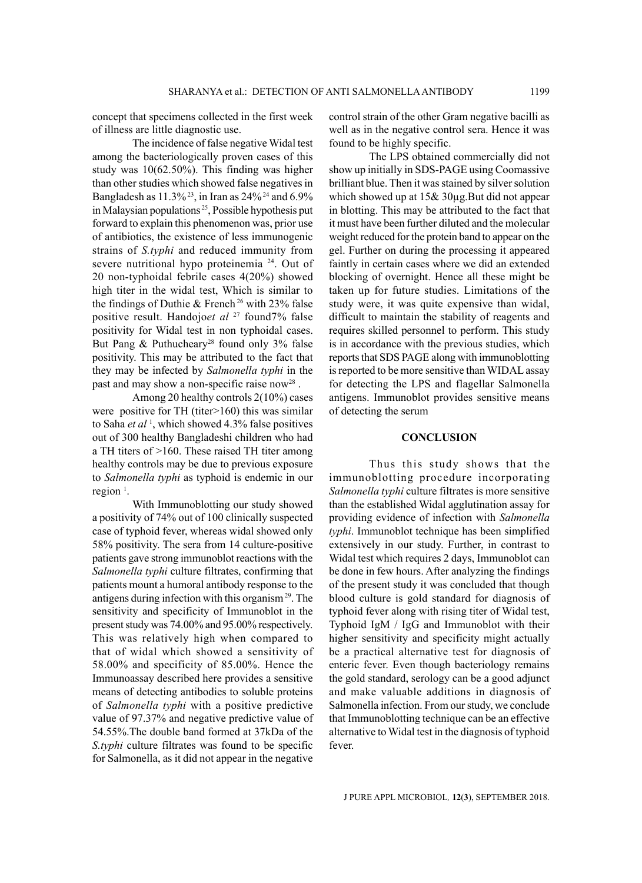concept that specimens collected in the first week of illness are little diagnostic use.

The incidence of false negative Widal test among the bacteriologically proven cases of this study was 10(62.50%). This finding was higher than other studies which showed false negatives in Bangladesh as 11.3%[23], in Iran as 24%[24] and 6.9% in Malaysian populations[25], Possible hypothesis put forward to explain this phenomenon was, prior use of antibiotics, the existence of less immunogenic strains of *S.typhi* and reduced immunity from severe nutritional hypo proteinemia [24]. Out of 20 non-typhoidal febrile cases 4(20%) showed high titer in the widal test, Which is similar to the findings of Duthie & French[26] with 23% false positive result. Handojo*et al*[27] found7% false positivity for Widal test in non typhoidal cases. But Pang & Puthucheary[28] found only 3% false positivity. This may be attributed to the fact that they may be infected by *Salmonella typhi* in the past and may show a non-specific raise now[28].

Among 20 healthy controls 2(10%) cases were positive for TH (titer>160) this was similar to Saha *et al*[1], which showed 4.3% false positives out of 300 healthy Bangladeshi children who had a TH titers of >160. These raised TH titer among healthy controls may be due to previous exposure to *Salmonella typhi* as typhoid is endemic in our region[1].

With Immunoblotting our study showed a positivity of 74% out of 100 clinically suspected case of typhoid fever, whereas widal showed only 58% positivity. The sera from 14 culture-positive patients gave strong immunoblot reactions with the *Salmonella typhi* culture filtrates, confirming that patients mount a humoral antibody response to the antigens during infection with this organism[29]. The sensitivity and specificity of Immunoblot in the present study was 74.00% and 95.00% respectively. This was relatively high when compared to that of widal which showed a sensitivity of 58.00% and specificity of 85.00%. Hence the Immunoassay described here provides a sensitive means of detecting antibodies to soluble proteins of *Salmonella typhi* with a positive predictive value of 97.37% and negative predictive value of 54.55%.The double band formed at 37kDa of the *S.typhi* culture filtrates was found to be specific for Salmonella, as it did not appear in the negative control strain of the other Gram negative bacilli as well as in the negative control sera. Hence it was found to be highly specific.

The LPS obtained commercially did not show up initially in SDS-PAGE using Coomassive brilliant blue. Then it was stained by silver solution which showed up at 15& 30µg.But did not appear in blotting. This may be attributed to the fact that it must have been further diluted and the molecular weight reduced for the protein band to appear on the gel. Further on during the processing it appeared faintly in certain cases where we did an extended blocking of overnight. Hence all these might be taken up for future studies. Limitations of the study were, it was quite expensive than widal, difficult to maintain the stability of reagents and requires skilled personnel to perform. This study is in accordance with the previous studies, which reports that SDS PAGE along with immunoblotting is reported to be more sensitive than WIDAL assay for detecting the LPS and flagellar Salmonella antigens. Immunoblot provides sensitive means of detecting the serum

## CONCLUSION

Thus this study shows that the immunoblotting procedure incorporating *Salmonella typhi* culture filtrates is more sensitive than the established Widal agglutination assay for providing evidence of infection with *Salmonella typhi*. Immunoblot technique has been simplified extensively in our study. Further, in contrast to Widal test which requires 2 days, Immunoblot can be done in few hours. After analyzing the findings of the present study it was concluded that though blood culture is gold standard for diagnosis of typhoid fever along with rising titer of Widal test, Typhoid IgM / IgG and Immunoblot with their higher sensitivity and specificity might actually be a practical alternative test for diagnosis of enteric fever. Even though bacteriology remains the gold standard, serology can be a good adjunct and make valuable additions in diagnosis of Salmonella infection. From our study, we conclude that Immunoblotting technique can be an effective alternative to Widal test in the diagnosis of typhoid fever.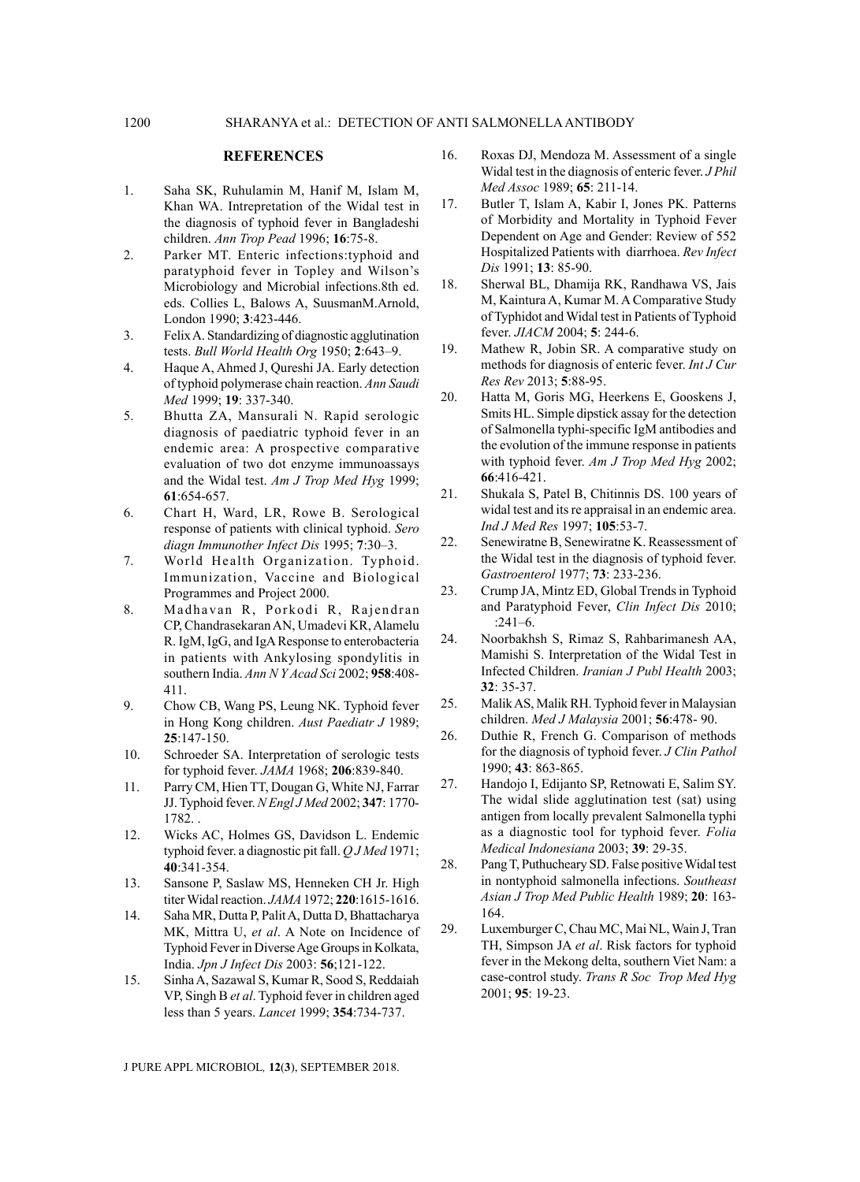## REFERENCES

1. Saha SK, Ruhulamin M, Hanif M, Islam M, Khan WA. Intrepretation of the Widal test in the diagnosis of typhoid fever in Bangladeshi children. *Ann Trop Pead* 1996; **16**:75-8.
2. Parker MT. Enteric infections:typhoid and paratyphoid fever in Topley and Wilson's Microbiology and Microbial infections.8th ed. eds. Collies L, Balows A, SuusmanM.Arnold, London 1990; **3**:423-446.
3. Felix A. Standardizing of diagnostic agglutination tests. *Bull World Health Org* 1950; **2**:643–9.
4. Haque A, Ahmed J, Qureshi JA. Early detection of typhoid polymerase chain reaction. *Ann Saudi Med* 1999; **19**: 337-340.
5. Bhutta ZA, Mansurali N. Rapid serologic diagnosis of paediatric typhoid fever in an endemic area: A prospective comparative evaluation of two dot enzyme immunoassays and the Widal test. *Am J Trop Med Hyg* 1999; **61**:654-657.
6. Chart H, Ward, LR, Rowe B. Serological response of patients with clinical typhoid. *Sero diagn Immunother Infect Dis* 1995; **7**:30–3.
7. World Health Organization. Typhoid. Immunization, Vaccine and Biological Programmes and Project 2000.
8. Madhavan R, Porkodi R, Rajendran CP, Chandrasekaran AN, Umadevi KR, Alamelu R. IgM, IgG, and IgA Response to enterobacteria in patients with Ankylosing spondylitis in southern India. *Ann N Y Acad Sci* 2002; **958**:408-411.
9. Chow CB, Wang PS, Leung NK. Typhoid fever in Hong Kong children. *Aust Paediatr J* 1989; **25**:147-150.
10. Schroeder SA. Interpretation of serologic tests for typhoid fever. *JAMA* 1968; **206**:839-840.
11. Parry CM, Hien TT, Dougan G, White NJ, Farrar JJ. Typhoid fever. *N Engl J Med* 2002; **347**: 1770-1782. .
12. Wicks AC, Holmes GS, Davidson L. Endemic typhoid fever. a diagnostic pit fall. *Q J Med* 1971; **40**:341-354.
13. Sansone P, Saslaw MS, Henneken CH Jr. High titer Widal reaction. *JAMA* 1972; **220**:1615-1616.
14. Saha MR, Dutta P, Palit A, Dutta D, Bhattacharya MK, Mittra U, *et al*. A Note on Incidence of Typhoid Fever in Diverse Age Groups in Kolkata, India. *Jpn J Infect Dis* 2003: **56**;121-122.
15. Sinha A, Sazawal S, Kumar R, Sood S, Reddaiah VP, Singh B *et al*. Typhoid fever in children aged less than 5 years. *Lancet* 1999; **354**:734-737.
16. Roxas DJ, Mendoza M. Assessment of a single Widal test in the diagnosis of enteric fever. *J Phil Med Assoc* 1989; **65**: 211-14.
17. Butler T, Islam A, Kabir I, Jones PK. Patterns of Morbidity and Mortality in Typhoid Fever Dependent on Age and Gender: Review of 552 Hospitalized Patients with diarrhoea. *Rev Infect Dis* 1991; **13**: 85-90.
18. Sherwal BL, Dhamija RK, Randhawa VS, Jais M, Kaintura A, Kumar M. A Comparative Study of Typhidot and Widal test in Patients of Typhoid fever. *JIACM* 2004; **5**: 244-6.
19. Mathew R, Jobin SR. A comparative study on methods for diagnosis of enteric fever. *Int J Cur Res Rev* 2013; **5**:88-95.
20. Hatta M, Goris MG, Heerkens E, Gooskens J, Smits HL. Simple dipstick assay for the detection of Salmonella typhi-specific IgM antibodies and the evolution of the immune response in patients with typhoid fever. *Am J Trop Med Hyg* 2002; **66**:416-421.
21. Shukala S, Patel B, Chitinnis DS. 100 years of widal test and its re appraisal in an endemic area. *Ind J Med Res* 1997; **105**:53-7.
22. Senewiratne B, Senewiratne K. Reassessment of the Widal test in the diagnosis of typhoid fever. *Gastroenterol* 1977; **73**: 233-236.
23. Crump JA, Mintz ED, Global Trends in Typhoid and Paratyphoid Fever, *Clin Infect Dis* 2010; :241–6.
24. Noorbakhsh S, Rimaz S, Rahbarimanesh AA, Mamishi S. Interpretation of the Widal Test in Infected Children. *Iranian J Publ Health* 2003; **32**: 35-37.
25. Malik AS, Malik RH. Typhoid fever in Malaysian children. *Med J Malaysia* 2001; **56**:478- 90.
26. Duthie R, French G. Comparison of methods for the diagnosis of typhoid fever. *J Clin Pathol* 1990; **43**: 863-865.
27. Handojo I, Edijanto SP, Retnowati E, Salim SY. The widal slide agglutination test (sat) using antigen from locally prevalent Salmonella typhi as a diagnostic tool for typhoid fever. *Folia Medical Indonesiana* 2003; **39**: 29-35.
28. Pang T, Puthucheary SD. False positive Widal test in nontyphoid salmonella infections. *Southeast Asian J Trop Med Public Health* 1989; **20**: 163-164.
29. Luxemburger C, Chau MC, Mai NL, Wain J, Tran TH, Simpson JA *et al*. Risk factors for typhoid fever in the Mekong delta, southern Viet Nam: a case-control study. *Trans R Soc Trop Med Hyg* 2001; **95**: 19-23.